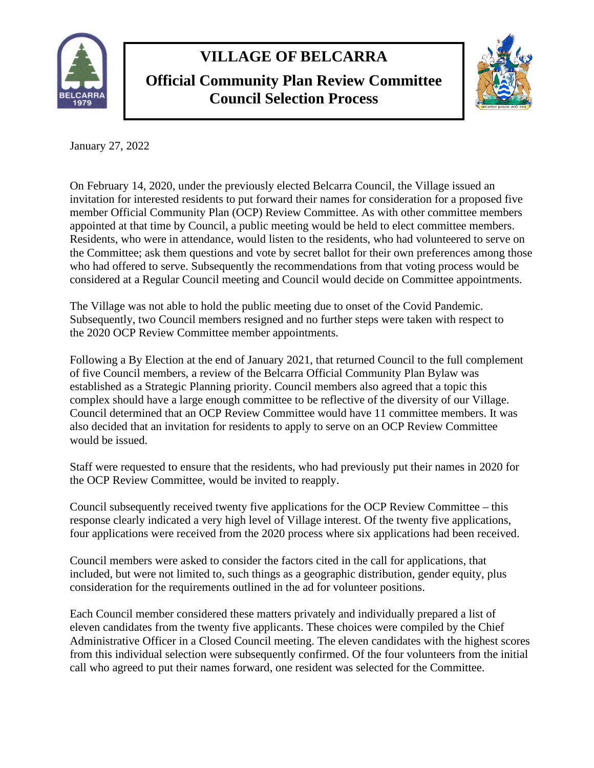# VILLAGE OF BELCARRA

## Official Community Plan Review Committee Council Selection Process

January 27, 2022

On February 14, 2020, under the previously elected Belcarra Council, the Village issued an invitation for interested residents to put forward their names for consideration for a proposed five member Official Community Plan (OCP) Review Committee. As with other committee members appointed at that time by Council, a public meeting would be held to elect committee members. Residents, who were in attendance, would listen to the residents, who had volunteered to serve on the Committee; ask them questions and vote by secret ballot for their own preferences among those who had offered to serve. Subsequently the recommendations from that voting process would be considered at a Regular Council meeting and Council would decide on Committee appointments.

The Village was not able to hold the public meeting due to onset of the Covid Pandemic. Subsequently, two Council members resigned and no further steps were taken with respect to the 2020 OCP Review Committee member appointments.

Following a By Election at the end of January 2021, that returned Council to the full complement of five Council members, a review of the Belcarra Official Community Plan Bylaw was established as a Strategic Planning priority. Council members also agreed that a topic this complex should have a large enough committee to be reflective of the diversity of our Village. Council determined that an OCP Review Committee would have 11 committee members. It was also decided that an invitation for residents to apply to serve on an OCP Review Committee would be issued.

Staff were requested to ensure that the residents, who had previously put their names in 2020 for the OCP Review Committee, would be invited to reapply.

Council subsequently received twenty five applications for the OCP Review Committee – this response clearly indicated a very high level of Village interest. Of the twenty five applications, four applications were received from the 2020 process where six applications had been received.

Council members were asked to consider the factors cited in the call for applications, that included, but were not limited to, such things as a geographic distribution, gender equity, plus consideration for the requirements outlined in the ad for volunteer positions.

Each Council member considered these matters privately and individually prepared a list of eleven candidates from the twenty five applicants. These choices were compiled by the Chief Administrative Officer in a Closed Council meeting. The eleven candidates with the highest scores from this individual selection were subsequently confirmed. Of the four volunteers from the initial call who agreed to put their names forward, one resident was selected for the Committee.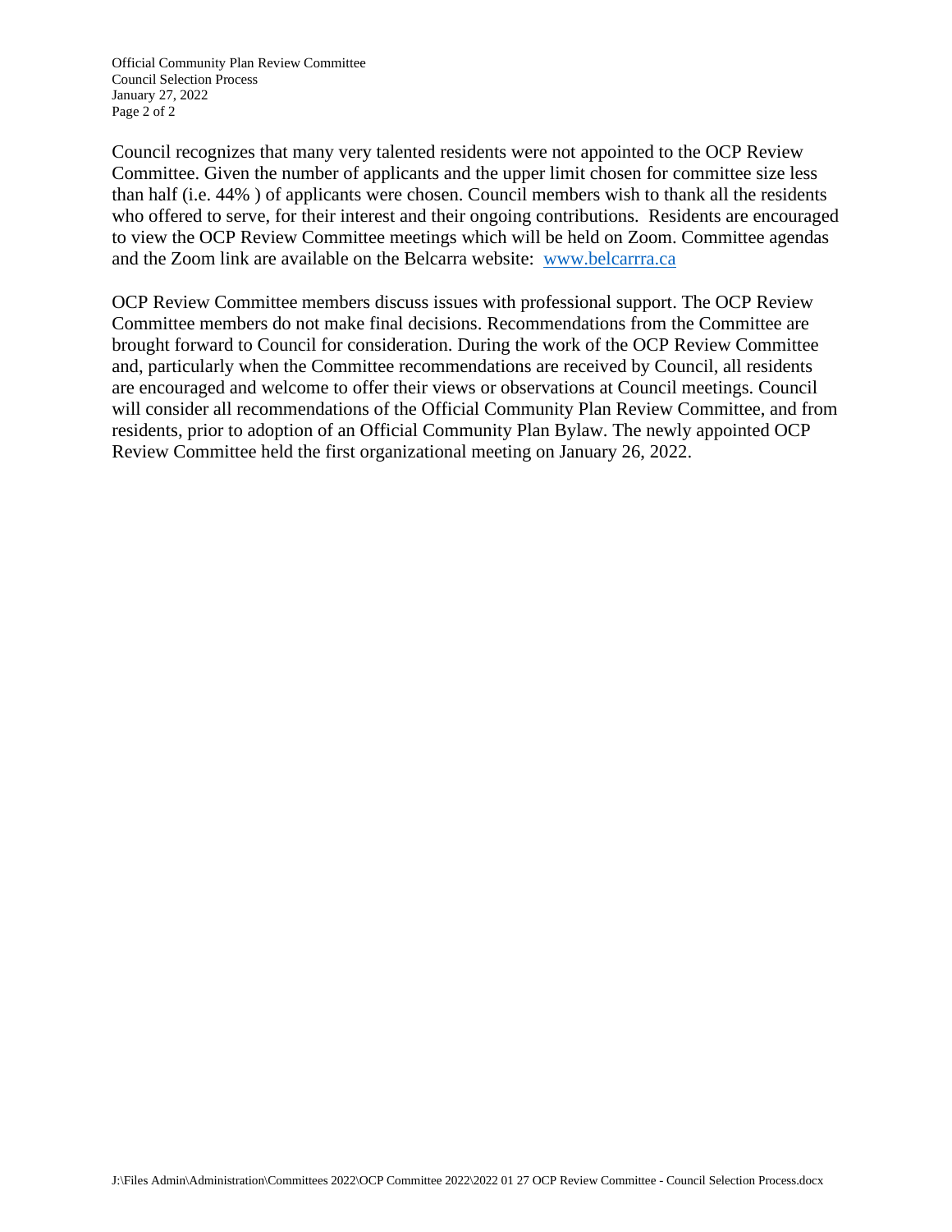Council recognizes that many very talented residents were not appointed to the OCP Review Committee. Given the number of applicants and the upper limit chosen for committee size less than half (i.e. 44% ) of applicants were chosen. Council members wish to thank all the residents who offered to serve, for their interest and their ongoing contributions. Residents are encouraged to view the OCP Review Committee meetings which will be held on Zoom. Committee agendas and the Zoom link are available on the Belcarra website: [www.belcarrra.ca](www.belcarrra.ca)

OCP Review Committee members discuss issues with professional support. The OCP Review Committee members do not make final decisions. Recommendations from the Committee are brought forward to Council for consideration. During the work of the OCP Review Committee and, particularly when the Committee recommendations are received by Council, all residents are encouraged and welcome to offer their views or observations at Council meetings. Council will consider all recommendations of the Official Community Plan Review Committee, and from residents, prior to adoption of an Official Community Plan Bylaw. The newly appointed OCP Review Committee held the first organizational meeting on January 26, 2022.